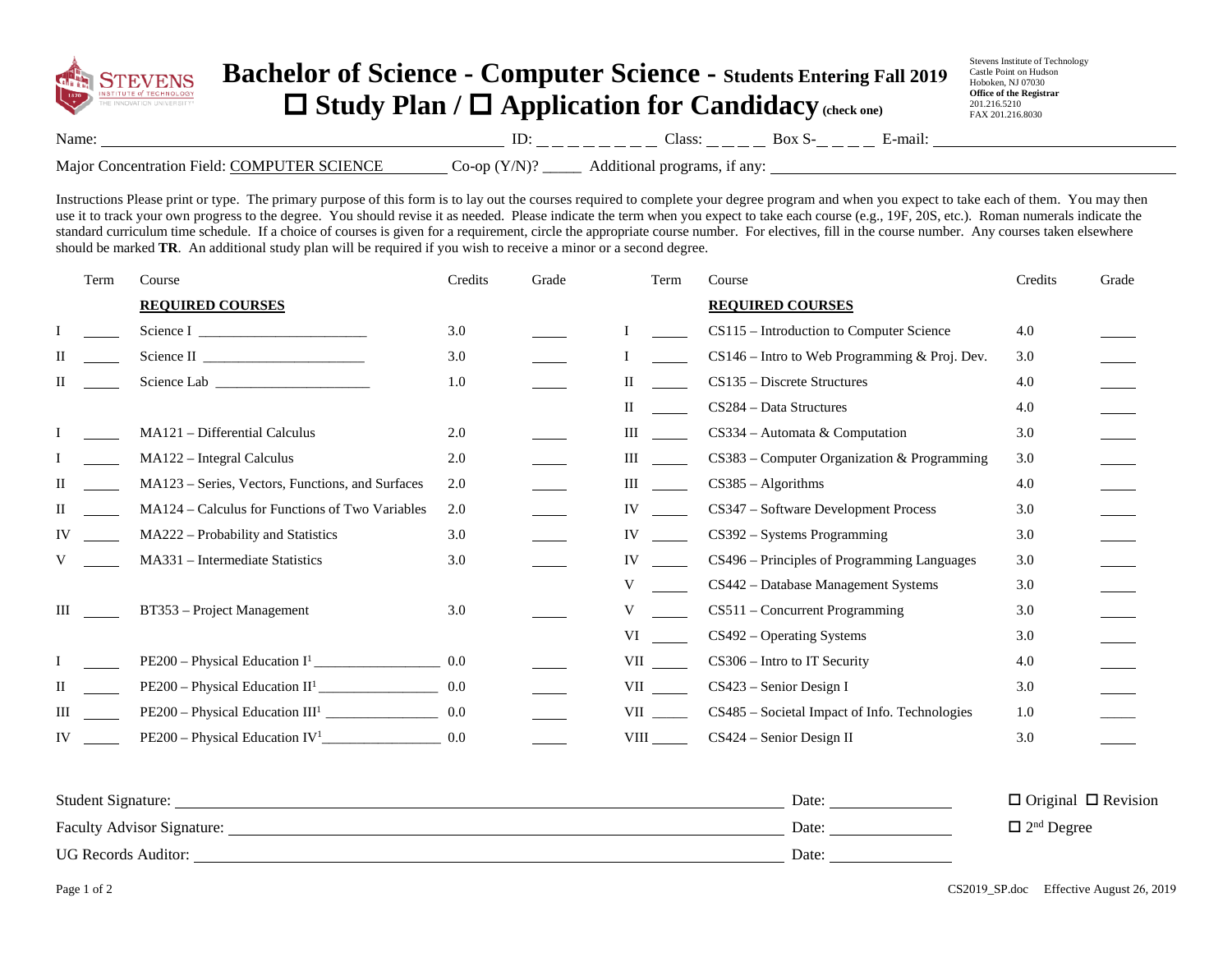# Bachelor of Science - Computer Science - Students Entering Fall 2019

## ☐ Study Plan / ☐ Application for Candidacy (check one)

Stevens Institute of Technology
Castle Point on Hudson
Hoboken, NJ 07030
**Office of the Registrar**
201.216.5210
FAX 201.216.8030

Name: ______________________ ID: _ _ _ _ _ _ _ _ Class: _ _ _ _ Box S-_ _ _ _ E-mail: ______________________

Major Concentration Field: COMPUTER SCIENCE Co-op (Y/N)? _____ Additional programs, if any: ______________________

Instructions Please print or type. The primary purpose of this form is to lay out the courses required to complete your degree program and when you expect to take each of them. You may then use it to track your own progress to the degree. You should revise it as needed. Please indicate the term when you expect to take each course (e.g., 19F, 20S, etc.). Roman numerals indicate the standard curriculum time schedule. If a choice of courses is given for a requirement, circle the appropriate course number. For electives, fill in the course number. Any courses taken elsewhere should be marked **TR**. An additional study plan will be required if you wish to receive a minor or a second degree.

| | Term | Course | Credits | Grade |
|---|---|---|---|---|
| | | **REQUIRED COURSES** | | |
| I | ____ | Science I ______________________ | 3.0 | ____ |
| II | ____ | Science II ______________________ | 3.0 | ____ |
| II | ____ | Science Lab ______________________ | 1.0 | ____ |
| I | ____ | MA121 – Differential Calculus | 2.0 | ____ |
| I | ____ | MA122 – Integral Calculus | 2.0 | ____ |
| II | ____ | MA123 – Series, Vectors, Functions, and Surfaces | 2.0 | ____ |
| II | ____ | MA124 – Calculus for Functions of Two Variables | 2.0 | ____ |
| IV | ____ | MA222 – Probability and Statistics | 3.0 | ____ |
| V | ____ | MA331 – Intermediate Statistics | 3.0 | ____ |
| III | ____ | BT353 – Project Management | 3.0 | ____ |
| I | ____ | PE200 – Physical Education I[1] ________________ | 0.0 | ____ |
| II | ____ | PE200 – Physical Education II[1] ________________ | 0.0 | ____ |
| III | ____ | PE200 – Physical Education III[1] ________________ | 0.0 | ____ |
| IV | ____ | PE200 – Physical Education IV[1] ________________ | 0.0 | ____ |

| | Term | Course | Credits | Grade |
|---|---|---|---|---|
| | | **REQUIRED COURSES** | | |
| I | ____ | CS115 – Introduction to Computer Science | 4.0 | ____ |
| I | ____ | CS146 – Intro to Web Programming & Proj. Dev. | 3.0 | ____ |
| II | ____ | CS135 – Discrete Structures | 4.0 | ____ |
| II | ____ | CS284 – Data Structures | 4.0 | ____ |
| III | ____ | CS334 – Automata & Computation | 3.0 | ____ |
| III | ____ | CS383 – Computer Organization & Programming | 3.0 | ____ |
| III | ____ | CS385 – Algorithms | 4.0 | ____ |
| IV | ____ | CS347 – Software Development Process | 3.0 | ____ |
| IV | ____ | CS392 – Systems Programming | 3.0 | ____ |
| IV | ____ | CS496 – Principles of Programming Languages | 3.0 | ____ |
| V | ____ | CS442 – Database Management Systems | 3.0 | ____ |
| V | ____ | CS511 – Concurrent Programming | 3.0 | ____ |
| VI | ____ | CS492 – Operating Systems | 3.0 | ____ |
| VII | ____ | CS306 – Intro to IT Security | 4.0 | ____ |
| VII | ____ | CS423 – Senior Design I | 3.0 | ____ |
| VII | ____ | CS485 – Societal Impact of Info. Technologies | 1.0 | ____ |
| VIII | ____ | CS424 – Senior Design II | 3.0 | ____ |

Student Signature: ______________________ Date: __________ ☐ Original ☐ Revision

Faculty Advisor Signature: ______________________ Date: __________ ☐ 2nd Degree

UG Records Auditor: ______________________ Date: __________

CS2019_SP.doc Effective August 26, 2019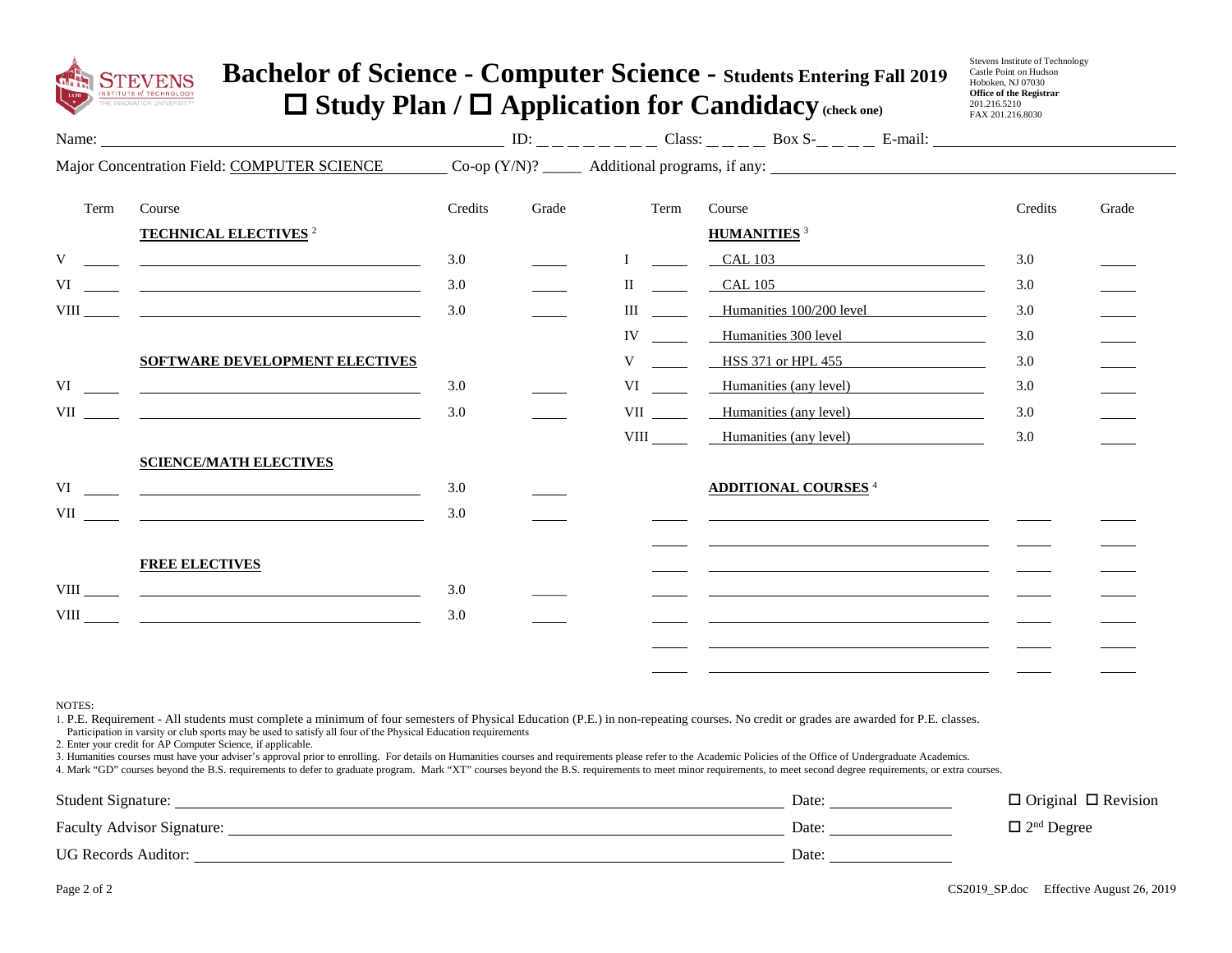# Bachelor of Science - Computer Science - Students Entering Fall 2019

## ☐ Study Plan / ☐ Application for Candidacy (check one)

Stevens Institute of Technology
Castle Point on Hudson
Hoboken, NJ 07030
**Office of the Registrar**
201.216.5210
FAX 201.216.8030

Name: ______________________ ID: _ _ _ _ _ _ _ _ Class: _ _ _ _ Box S-_ _ _ _ E-mail: ______________________

Major Concentration Field: COMPUTER SCIENCE Co-op (Y/N)? _____ Additional programs, if any: ______________________

| Term | Course | Credits | Grade | Term | Course | Credits | Grade |
|---|---|---|---|---|---|---|---|
| | **TECHNICAL ELECTIVES** [2] | | | | **HUMANITIES** [3] | | |
| V | | 3.0 | | I | CAL 103 | 3.0 | |
| VI | | 3.0 | | II | CAL 105 | 3.0 | |
| VIII | | 3.0 | | III | Humanities 100/200 level | 3.0 | |
| | | | | IV | Humanities 300 level | 3.0 | |
| | **SOFTWARE DEVELOPMENT ELECTIVES** | | | V | HSS 371 or HPL 455 | 3.0 | |
| VI | | 3.0 | | VI | Humanities (any level) | 3.0 | |
| VII | | 3.0 | | VII | Humanities (any level) | 3.0 | |
| | | | | VIII | Humanities (any level) | 3.0 | |
| | **SCIENCE/MATH ELECTIVES** | | | | | | |
| VI | | 3.0 | | | **ADDITIONAL COURSES** [4] | | |
| VII | | 3.0 | | | | | |
| | | | | | | | |
| | **FREE ELECTIVES** | | | | | | |
| VIII | | 3.0 | | | | | |
| VIII | | 3.0 | | | | | |
| | | | | | | | |
| | | | | | | | |

NOTES:

1. P.E. Requirement - All students must complete a minimum of four semesters of Physical Education (P.E.) in non-repeating courses. No credit or grades are awarded for P.E. classes. Participation in varsity or club sports may be used to satisfy all four of the Physical Education requirements
2. Enter your credit for AP Computer Science, if applicable.
3. Humanities courses must have your adviser's approval prior to enrolling. For details on Humanities courses and requirements please refer to the Academic Policies of the Office of Undergraduate Academics.
4. Mark "GD" courses beyond the B.S. requirements to defer to graduate program. Mark "XT" courses beyond the B.S. requirements to meet minor requirements, to meet second degree requirements, or extra courses.

Student Signature: ______________________ Date: __________ ☐ Original ☐ Revision

Faculty Advisor Signature: ______________________ Date: __________ ☐ 2nd Degree

UG Records Auditor: ______________________ Date: __________

CS2019_SP.doc Effective August 26, 2019